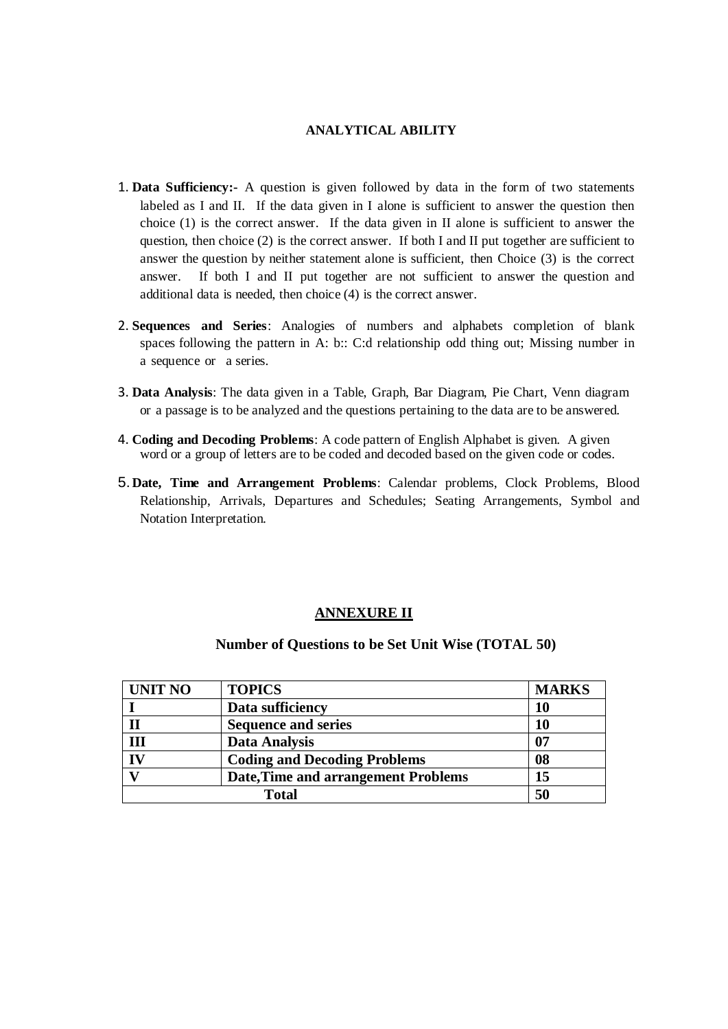## ANALYTICAL ABILITY

1. **Data Sufficiency:-** A question is given followed by data in the form of two statements labeled as I and II. If the data given in I alone is sufficient to answer the question then choice (1) is the correct answer. If the data given in II alone is sufficient to answer the question, then choice (2) is the correct answer. If both I and II put together are sufficient to answer the question by neither statement alone is sufficient, then Choice (3) is the correct answer. If both I and II put together are not sufficient to answer the question and additional data is needed, then choice (4) is the correct answer.

2. **Sequences and Series**: Analogies of numbers and alphabets completion of blank spaces following the pattern in A: b:: C:d relationship odd thing out; Missing number in a sequence or a series.

3. **Data Analysis**: The data given in a Table, Graph, Bar Diagram, Pie Chart, Venn diagram or a passage is to be analyzed and the questions pertaining to the data are to be answered.

4. **Coding and Decoding Problems**: A code pattern of English Alphabet is given. A given word or a group of letters are to be coded and decoded based on the given code or codes.

5. **Date, Time and Arrangement Problems**: Calendar problems, Clock Problems, Blood Relationship, Arrivals, Departures and Schedules; Seating Arrangements, Symbol and Notation Interpretation.

## ANNEXURE II

### Number of Questions to be Set Unit Wise (TOTAL 50)

| UNIT NO | TOPICS | MARKS |
|---|---|---|
| I | Data sufficiency | 10 |
| II | Sequence and series | 10 |
| III | Data Analysis | 07 |
| IV | Coding and Decoding Problems | 08 |
| V | Date,Time and arrangement Problems | 15 |
| Total | | 50 |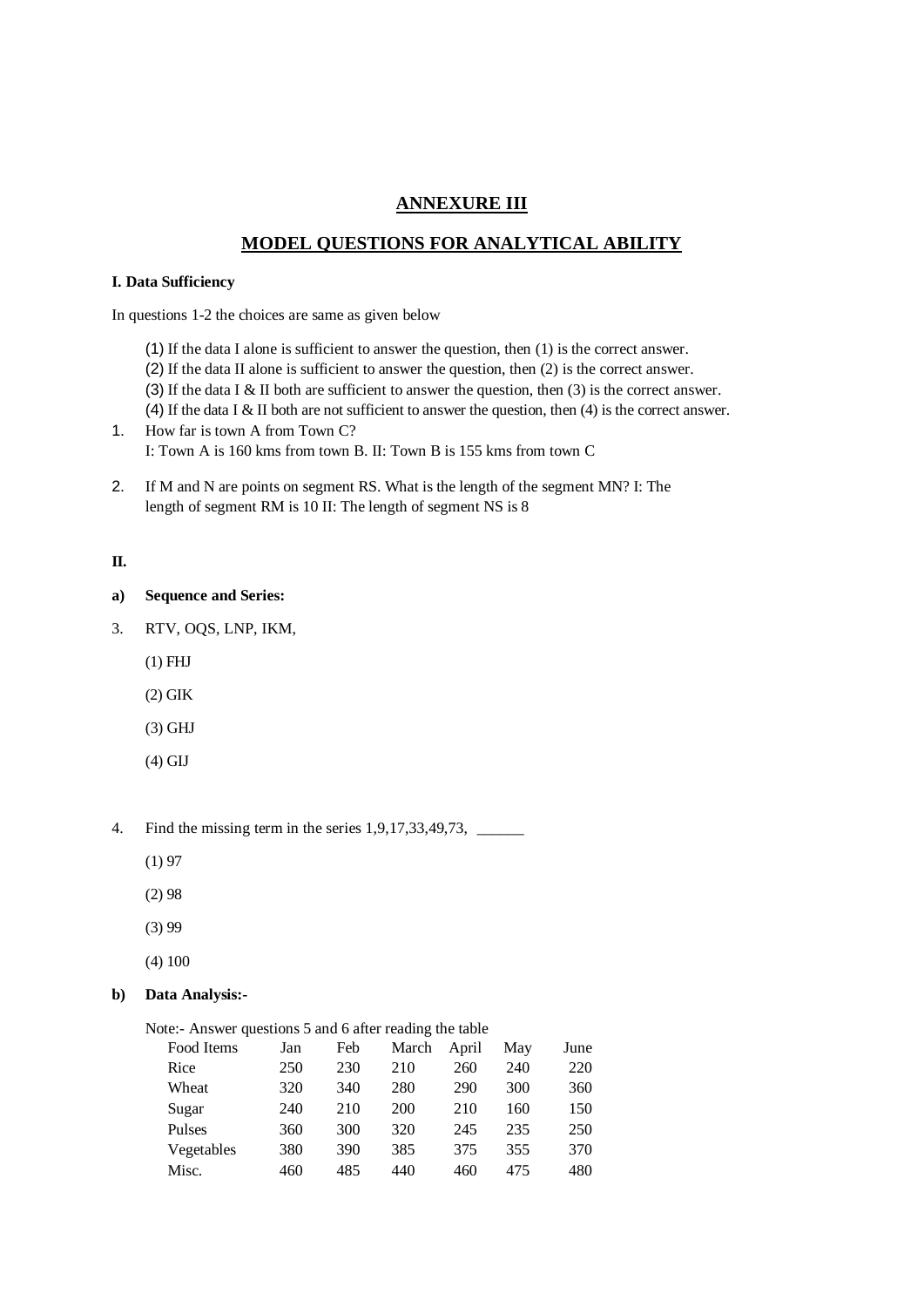## ANNEXURE III

## MODEL QUESTIONS FOR ANALYTICAL ABILITY

**I. Data Sufficiency**

In questions 1-2 the choices are same as given below

(1) If the data I alone is sufficient to answer the question, then (1) is the correct answer.
(2) If the data II alone is sufficient to answer the question, then (2) is the correct answer.
(3) If the data I & II both are sufficient to answer the question, then (3) is the correct answer.
(4) If the data I & II both are not sufficient to answer the question, then (4) is the correct answer.

1. How far is town A from Town C?
   I: Town A is 160 kms from town B. II: Town B is 155 kms from town C

2. If M and N are points on segment RS. What is the length of the segment MN? I: The length of segment RM is 10 II: The length of segment NS is 8

**II.**

**a) Sequence and Series:**

3. RTV, OQS, LNP, IKM,

   (1) FHJ

   (2) GIK

   (3) GHJ

   (4) GIJ

4. Find the missing term in the series 1,9,17,33,49,73, ______

   (1) 97

   (2) 98

   (3) 99

   (4) 100

**b) Data Analysis:-**

Note:- Answer questions 5 and 6 after reading the table

| Food Items | Jan | Feb | March | April | May | June |
|---|---|---|---|---|---|---|
| Rice | 250 | 230 | 210 | 260 | 240 | 220 |
| Wheat | 320 | 340 | 280 | 290 | 300 | 360 |
| Sugar | 240 | 210 | 200 | 210 | 160 | 150 |
| Pulses | 360 | 300 | 320 | 245 | 235 | 250 |
| Vegetables | 380 | 390 | 385 | 375 | 355 | 370 |
| Misc. | 460 | 485 | 440 | 460 | 475 | 480 |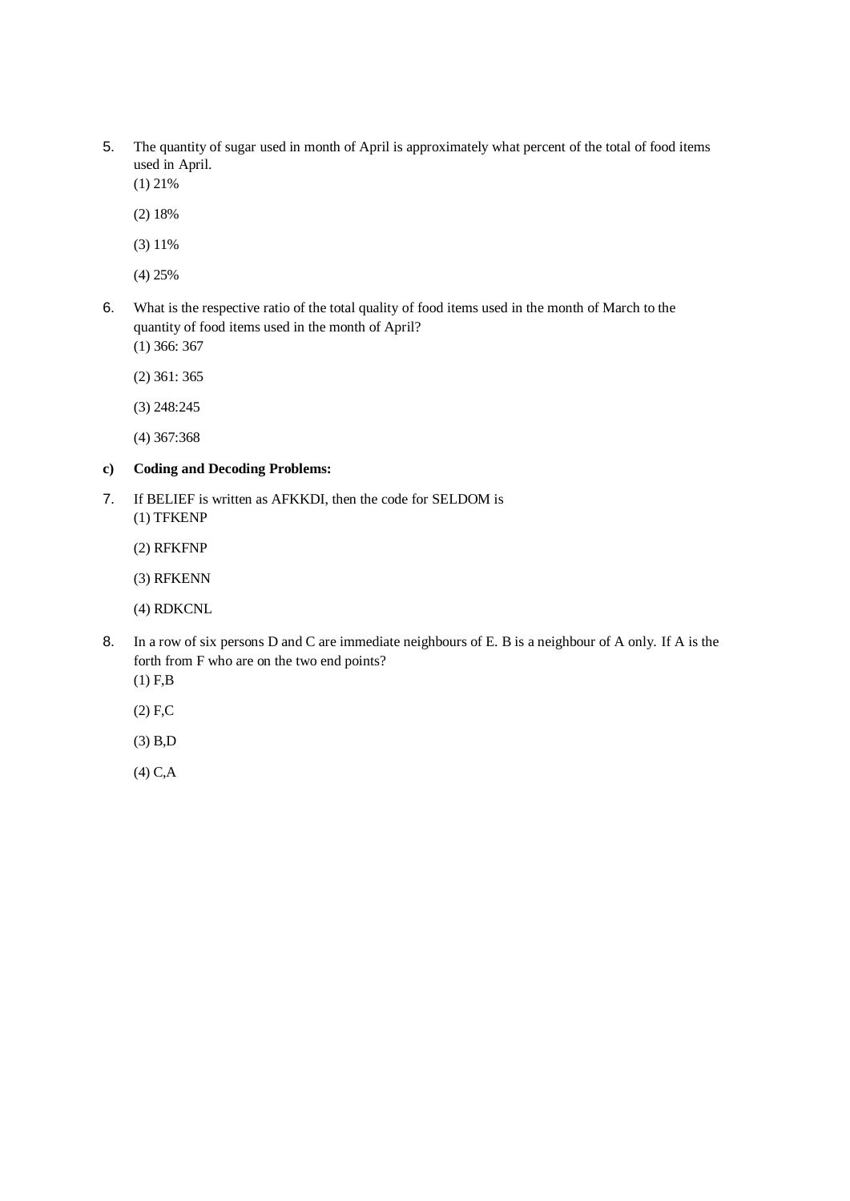5. The quantity of sugar used in month of April is approximately what percent of the total of food items used in April.

   (1) 21%

   (2) 18%

   (3) 11%

   (4) 25%

6. What is the respective ratio of the total quality of food items used in the month of March to the quantity of food items used in the month of April?

   (1) 366: 367

   (2) 361: 365

   (3) 248:245

   (4) 367:368

**c) Coding and Decoding Problems:**

7. If BELIEF is written as AFKKDI, then the code for SELDOM is

   (1) TFKENP

   (2) RFKFNP

   (3) RFKENN

   (4) RDKCNL

8. In a row of six persons D and C are immediate neighbours of E. B is a neighbour of A only. If A is the forth from F who are on the two end points?

   (1) F,B

   (2) F,C

   (3) B,D

   (4) C,A